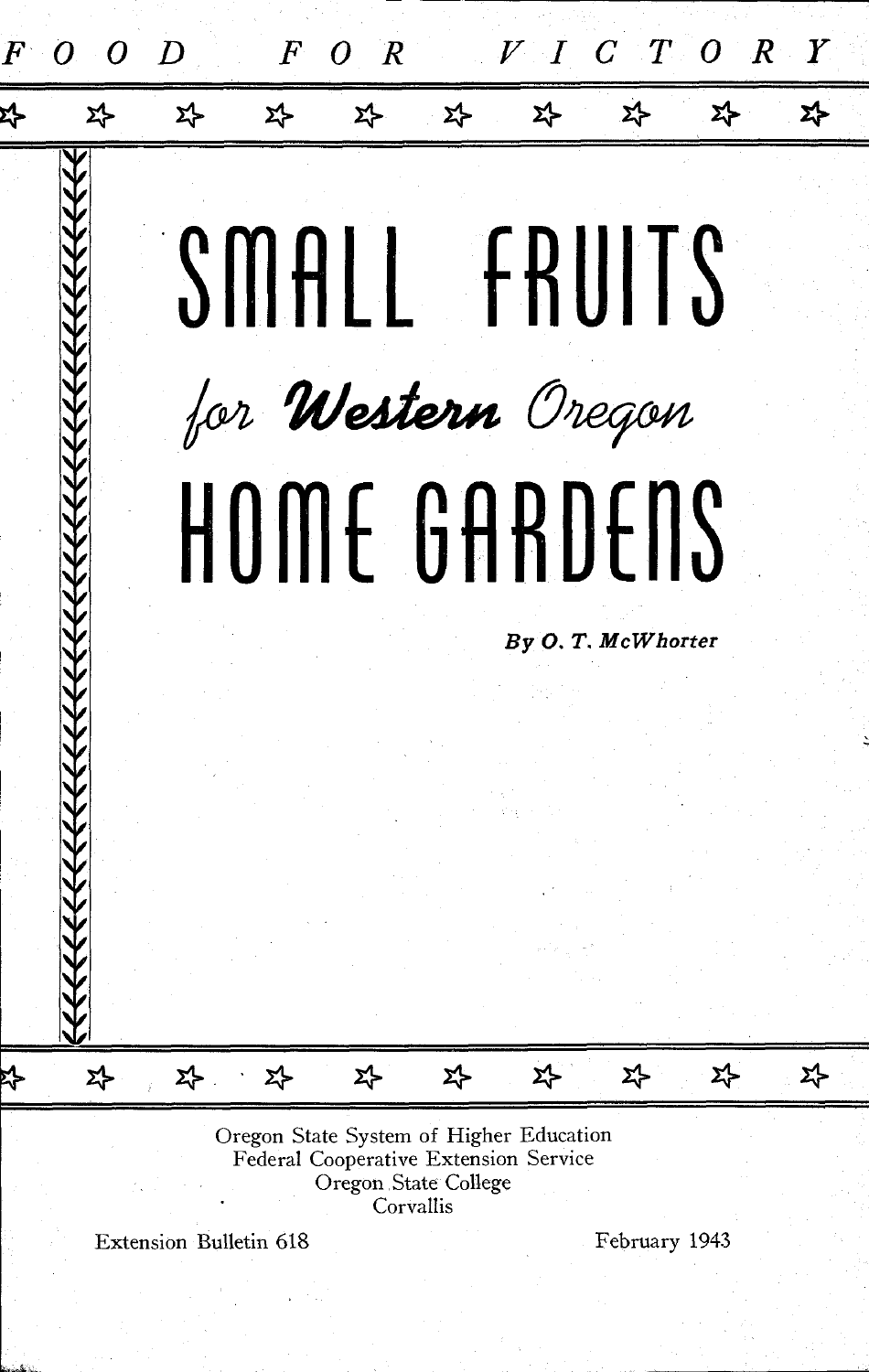FOOD FOR VICTORY

# SMALL FRUITS

## *for Western Oregon*

# HOME GARDENS

*By O. T. McWhorter*

Oregon State System of Higher Education
Federal Cooperative Extension Service
Oregon State College
Corvallis

Extension Bulletin 618

February 1943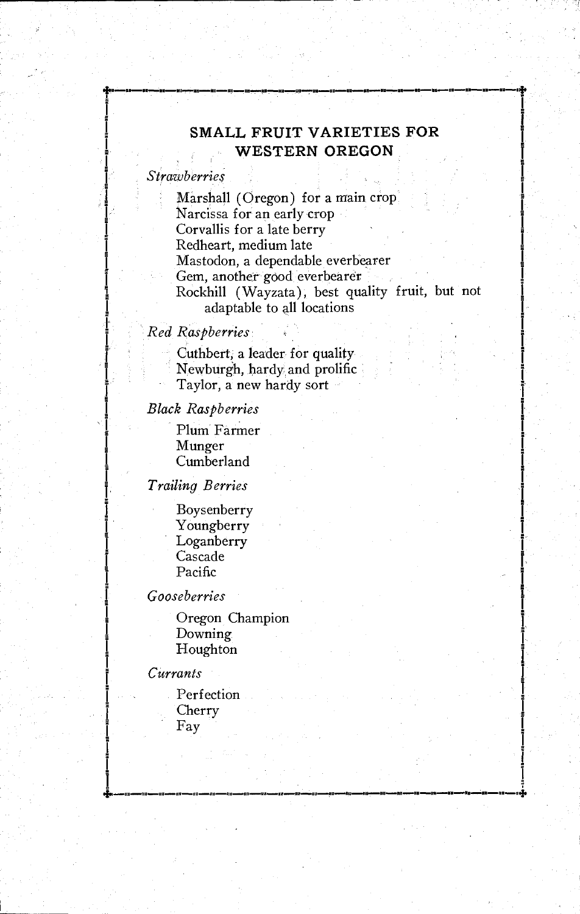## SMALL FRUIT VARIETIES FOR WESTERN OREGON

*Strawberries*

- Marshall (Oregon) for a main crop
- Narcissa for an early crop
- Corvallis for a late berry
- Redheart, medium late
- Mastodon, a dependable everbearer
- Gem, another good everbearer
- Rockhill (Wayzata), best quality fruit, but not adaptable to all locations

*Red Raspberries*

- Cuthbert, a leader for quality
- Newburgh, hardy and prolific
- Taylor, a new hardy sort

*Black Raspberries*

- Plum Farmer
- Munger
- Cumberland

*Trailing Berries*

- Boysenberry
- Youngberry
- Loganberry
- Cascade
- Pacific

*Gooseberries*

- Oregon Champion
- Downing
- Houghton

*Currants*

- Perfection
- Cherry
- Fay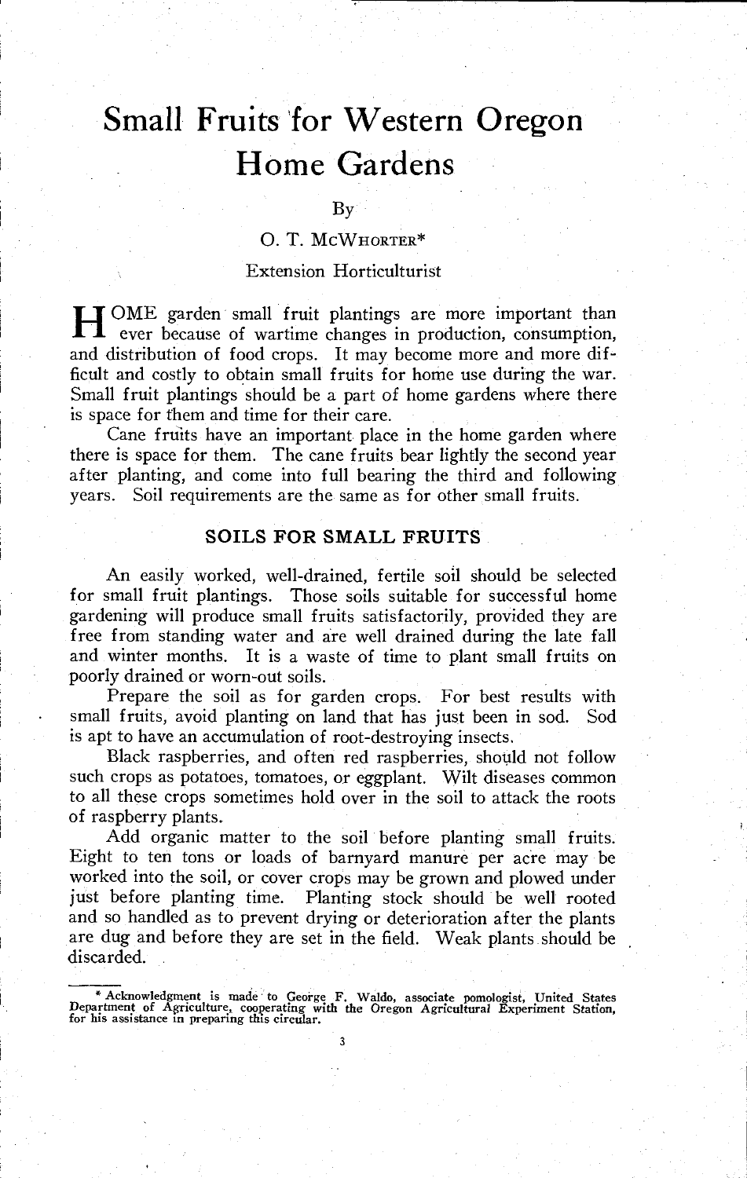# Small Fruits for Western Oregon Home Gardens

By

O. T. McWhorter*

Extension Horticulturist

HOME garden small fruit plantings are more important than ever because of wartime changes in production, consumption, and distribution of food crops. It may become more and more difficult and costly to obtain small fruits for home use during the war. Small fruit plantings should be a part of home gardens where there is space for them and time for their care.

Cane fruits have an important place in the home garden where there is space for them. The cane fruits bear lightly the second year after planting, and come into full bearing the third and following years. Soil requirements are the same as for other small fruits.

## SOILS FOR SMALL FRUITS

An easily worked, well-drained, fertile soil should be selected for small fruit plantings. Those soils suitable for successful home gardening will produce small fruits satisfactorily, provided they are free from standing water and are well drained during the late fall and winter months. It is a waste of time to plant small fruits on poorly drained or worn-out soils.

Prepare the soil as for garden crops. For best results with small fruits, avoid planting on land that has just been in sod. Sod is apt to have an accumulation of root-destroying insects.

Black raspberries, and often red raspberries, should not follow such crops as potatoes, tomatoes, or eggplant. Wilt diseases common to all these crops sometimes hold over in the soil to attack the roots of raspberry plants.

Add organic matter to the soil before planting small fruits. Eight to ten tons or loads of barnyard manure per acre may be worked into the soil, or cover crops may be grown and plowed under just before planting time. Planting stock should be well rooted and so handled as to prevent drying or deterioration after the plants are dug and before they are set in the field. Weak plants should be discarded.

---

* Acknowledgment is made to George F. Waldo, associate pomologist, United States Department of Agriculture, cooperating with the Oregon Agricultural Experiment Station, for his assistance in preparing this circular.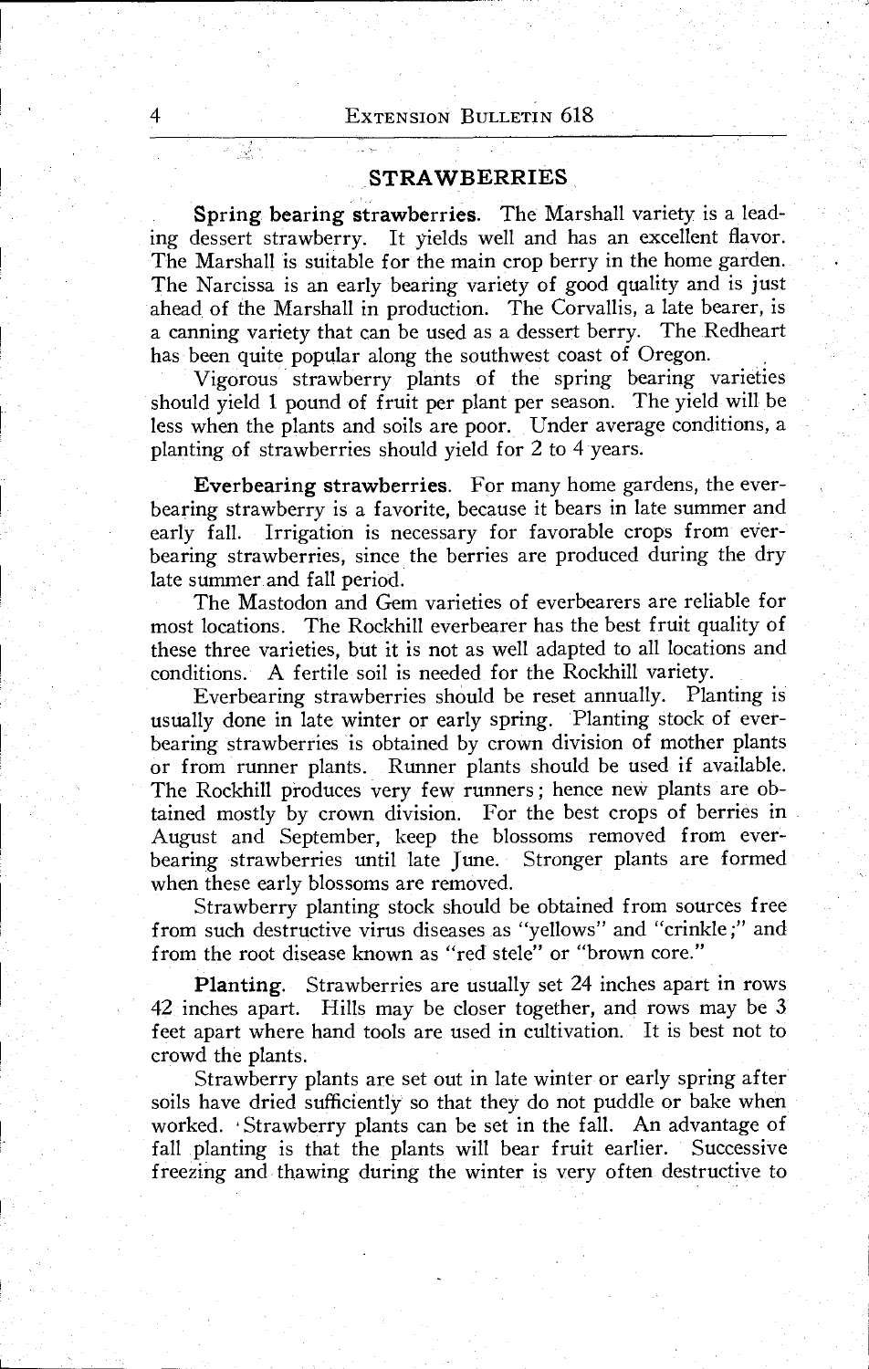## STRAWBERRIES

**Spring bearing strawberries.** The Marshall variety is a leading dessert strawberry. It yields well and has an excellent flavor. The Marshall is suitable for the main crop berry in the home garden. The Narcissa is an early bearing variety of good quality and is just ahead of the Marshall in production. The Corvallis, a late bearer, is a canning variety that can be used as a dessert berry. The Redheart has been quite popular along the southwest coast of Oregon.

Vigorous strawberry plants of the spring bearing varieties should yield 1 pound of fruit per plant per season. The yield will be less when the plants and soils are poor. Under average conditions, a planting of strawberries should yield for 2 to 4 years.

**Everbearing strawberries.** For many home gardens, the everbearing strawberry is a favorite, because it bears in late summer and early fall. Irrigation is necessary for favorable crops from everbearing strawberries, since the berries are produced during the dry late summer and fall period.

The Mastodon and Gem varieties of everbearers are reliable for most locations. The Rockhill everbearer has the best fruit quality of these three varieties, but it is not as well adapted to all locations and conditions. A fertile soil is needed for the Rockhill variety.

Everbearing strawberries should be reset annually. Planting is usually done in late winter or early spring. Planting stock of everbearing strawberries is obtained by crown division of mother plants or from runner plants. Runner plants should be used if available. The Rockhill produces very few runners; hence new plants are obtained mostly by crown division. For the best crops of berries in August and September, keep the blossoms removed from everbearing strawberries until late June. Stronger plants are formed when these early blossoms are removed.

Strawberry planting stock should be obtained from sources free from such destructive virus diseases as "yellows" and "crinkle;" and from the root disease known as "red stele" or "brown core."

**Planting.** Strawberries are usually set 24 inches apart in rows 42 inches apart. Hills may be closer together, and rows may be 3 feet apart where hand tools are used in cultivation. It is best not to crowd the plants.

Strawberry plants are set out in late winter or early spring after soils have dried sufficiently so that they do not puddle or bake when worked. Strawberry plants can be set in the fall. An advantage of fall planting is that the plants will bear fruit earlier. Successive freezing and thawing during the winter is very often destructive to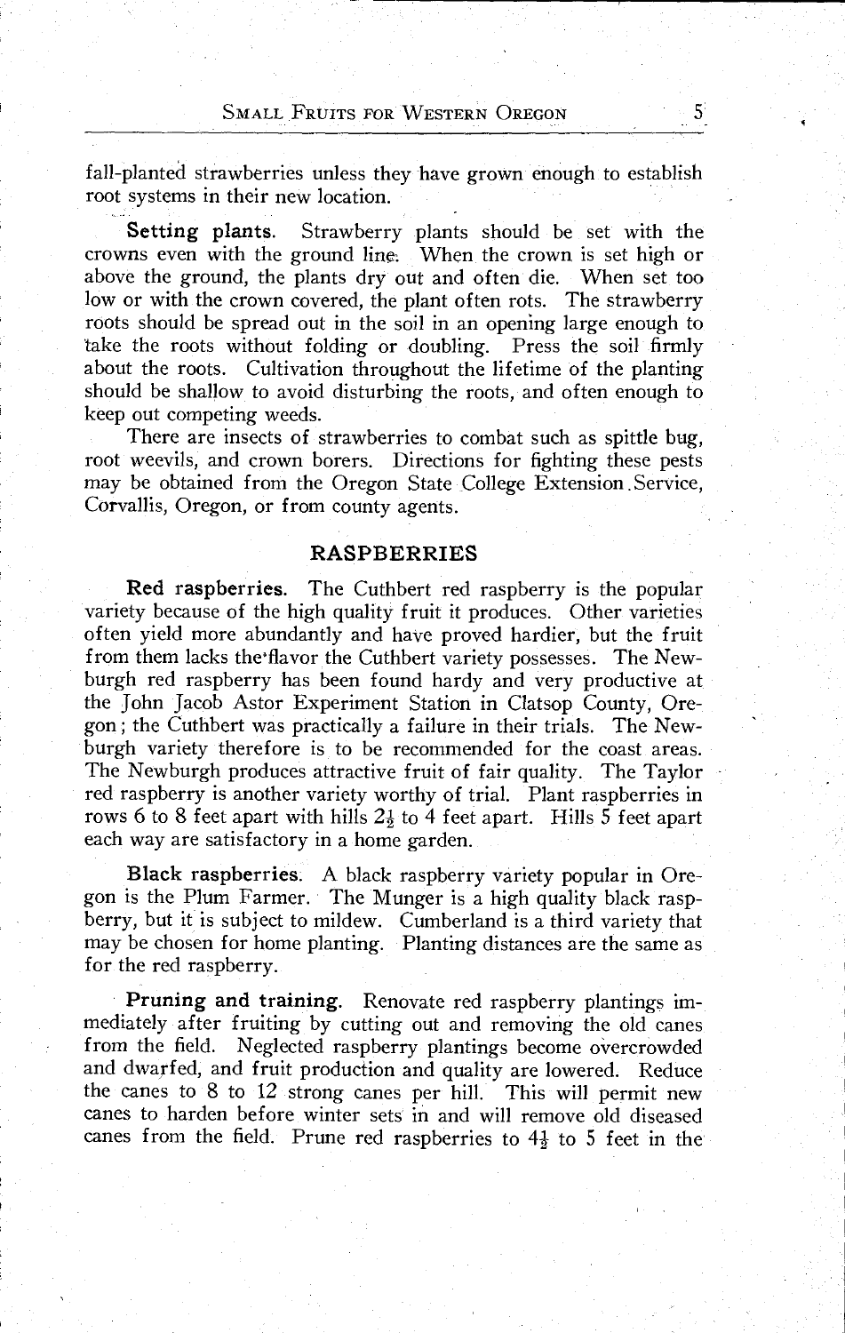fall-planted strawberries unless they have grown enough to establish root systems in their new location.

**Setting plants.** Strawberry plants should be set with the crowns even with the ground line. When the crown is set high or above the ground, the plants dry out and often die. When set too low or with the crown covered, the plant often rots. The strawberry roots should be spread out in the soil in an opening large enough to take the roots without folding or doubling. Press the soil firmly about the roots. Cultivation throughout the lifetime of the planting should be shallow to avoid disturbing the roots, and often enough to keep out competing weeds.

There are insects of strawberries to combat such as spittle bug, root weevils, and crown borers. Directions for fighting these pests may be obtained from the Oregon State College Extension Service, Corvallis, Oregon, or from county agents.

## RASPBERRIES

**Red raspberries.** The Cuthbert red raspberry is the popular variety because of the high quality fruit it produces. Other varieties often yield more abundantly and have proved hardier, but the fruit from them lacks the flavor the Cuthbert variety possesses. The Newburgh red raspberry has been found hardy and very productive at the John Jacob Astor Experiment Station in Clatsop County, Oregon; the Cuthbert was practically a failure in their trials. The Newburgh variety therefore is to be recommended for the coast areas. The Newburgh produces attractive fruit of fair quality. The Taylor red raspberry is another variety worthy of trial. Plant raspberries in rows 6 to 8 feet apart with hills 2½ to 4 feet apart. Hills 5 feet apart each way are satisfactory in a home garden.

**Black raspberries.** A black raspberry variety popular in Oregon is the Plum Farmer. The Munger is a high quality black raspberry, but it is subject to mildew. Cumberland is a third variety that may be chosen for home planting. Planting distances are the same as for the red raspberry.

**Pruning and training.** Renovate red raspberry plantings immediately after fruiting by cutting out and removing the old canes from the field. Neglected raspberry plantings become overcrowded and dwarfed, and fruit production and quality are lowered. Reduce the canes to 8 to 12 strong canes per hill. This will permit new canes to harden before winter sets in and will remove old diseased canes from the field. Prune red raspberries to 4½ to 5 feet in the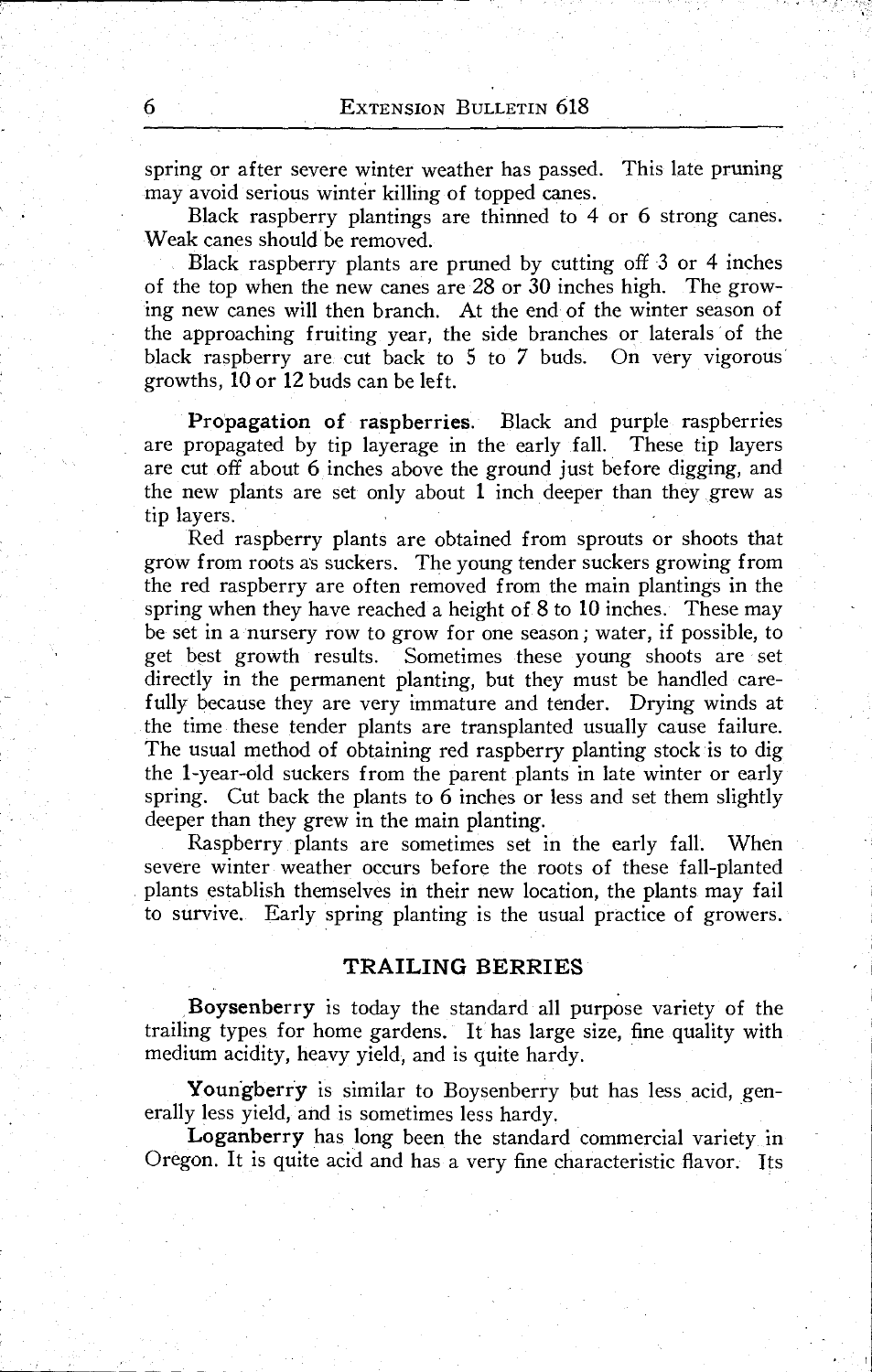spring or after severe winter weather has passed. This late pruning may avoid serious winter killing of topped canes.

Black raspberry plantings are thinned to 4 or 6 strong canes. Weak canes should be removed.

Black raspberry plants are pruned by cutting off 3 or 4 inches of the top when the new canes are 28 or 30 inches high. The growing new canes will then branch. At the end of the winter season of the approaching fruiting year, the side branches or laterals of the black raspberry are cut back to 5 to 7 buds. On very vigorous growths, 10 or 12 buds can be left.

**Propagation of raspberries.** Black and purple raspberries are propagated by tip layerage in the early fall. These tip layers are cut off about 6 inches above the ground just before digging, and the new plants are set only about 1 inch deeper than they grew as tip layers.

Red raspberry plants are obtained from sprouts or shoots that grow from roots as suckers. The young tender suckers growing from the red raspberry are often removed from the main plantings in the spring when they have reached a height of 8 to 10 inches. These may be set in a nursery row to grow for one season; water, if possible, to get best growth results. Sometimes these young shoots are set directly in the permanent planting, but they must be handled carefully because they are very immature and tender. Drying winds at the time these tender plants are transplanted usually cause failure. The usual method of obtaining red raspberry planting stock is to dig the 1-year-old suckers from the parent plants in late winter or early spring. Cut back the plants to 6 inches or less and set them slightly deeper than they grew in the main planting.

Raspberry plants are sometimes set in the early fall. When severe winter weather occurs before the roots of these fall-planted plants establish themselves in their new location, the plants may fail to survive. Early spring planting is the usual practice of growers.

## TRAILING BERRIES

**Boysenberry** is today the standard all purpose variety of the trailing types for home gardens. It has large size, fine quality with medium acidity, heavy yield, and is quite hardy.

**Youngberry** is similar to Boysenberry but has less acid, generally less yield, and is sometimes less hardy.

**Loganberry** has long been the standard commercial variety in Oregon. It is quite acid and has a very fine characteristic flavor. Its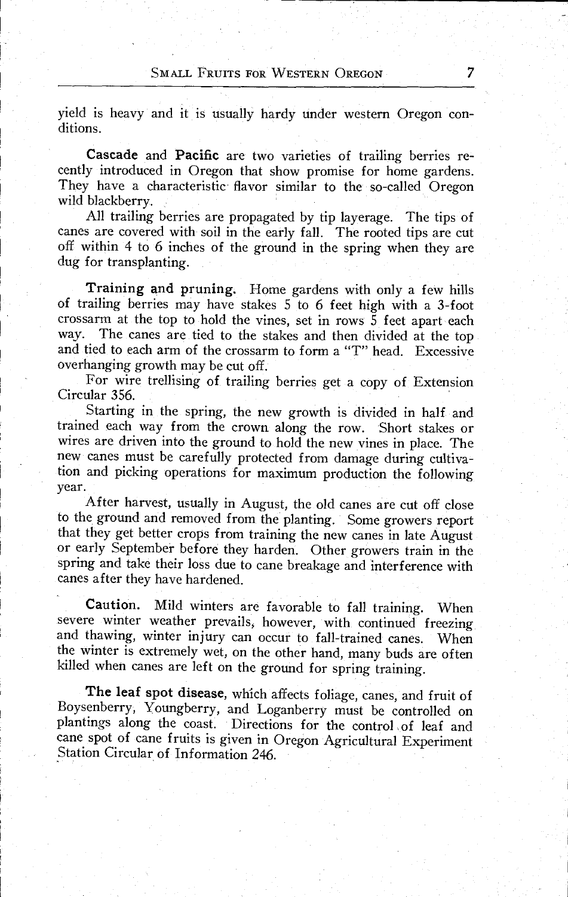yield is heavy and it is usually hardy under western Oregon conditions.

**Cascade** and **Pacific** are two varieties of trailing berries recently introduced in Oregon that show promise for home gardens. They have a characteristic flavor similar to the so-called Oregon wild blackberry.

All trailing berries are propagated by tip layerage. The tips of canes are covered with soil in the early fall. The rooted tips are cut off within 4 to 6 inches of the ground in the spring when they are dug for transplanting.

**Training and pruning.** Home gardens with only a few hills of trailing berries may have stakes 5 to 6 feet high with a 3-foot crossarm at the top to hold the vines, set in rows 5 feet apart each way. The canes are tied to the stakes and then divided at the top and tied to each arm of the crossarm to form a "T" head. Excessive overhanging growth may be cut off.

For wire trellising of trailing berries get a copy of Extension Circular 356.

Starting in the spring, the new growth is divided in half and trained each way from the crown along the row. Short stakes or wires are driven into the ground to hold the new vines in place. The new canes must be carefully protected from damage during cultivation and picking operations for maximum production the following year.

After harvest, usually in August, the old canes are cut off close to the ground and removed from the planting. Some growers report that they get better crops from training the new canes in late August or early September before they harden. Other growers train in the spring and take their loss due to cane breakage and interference with canes after they have hardened.

**Caution.** Mild winters are favorable to fall training. When severe winter weather prevails, however, with continued freezing and thawing, winter injury can occur to fall-trained canes. When the winter is extremely wet, on the other hand, many buds are often killed when canes are left on the ground for spring training.

**The leaf spot disease,** which affects foliage, canes, and fruit of Boysenberry, Youngberry, and Loganberry must be controlled on plantings along the coast. Directions for the control of leaf and cane spot of cane fruits is given in Oregon Agricultural Experiment Station Circular of Information 246.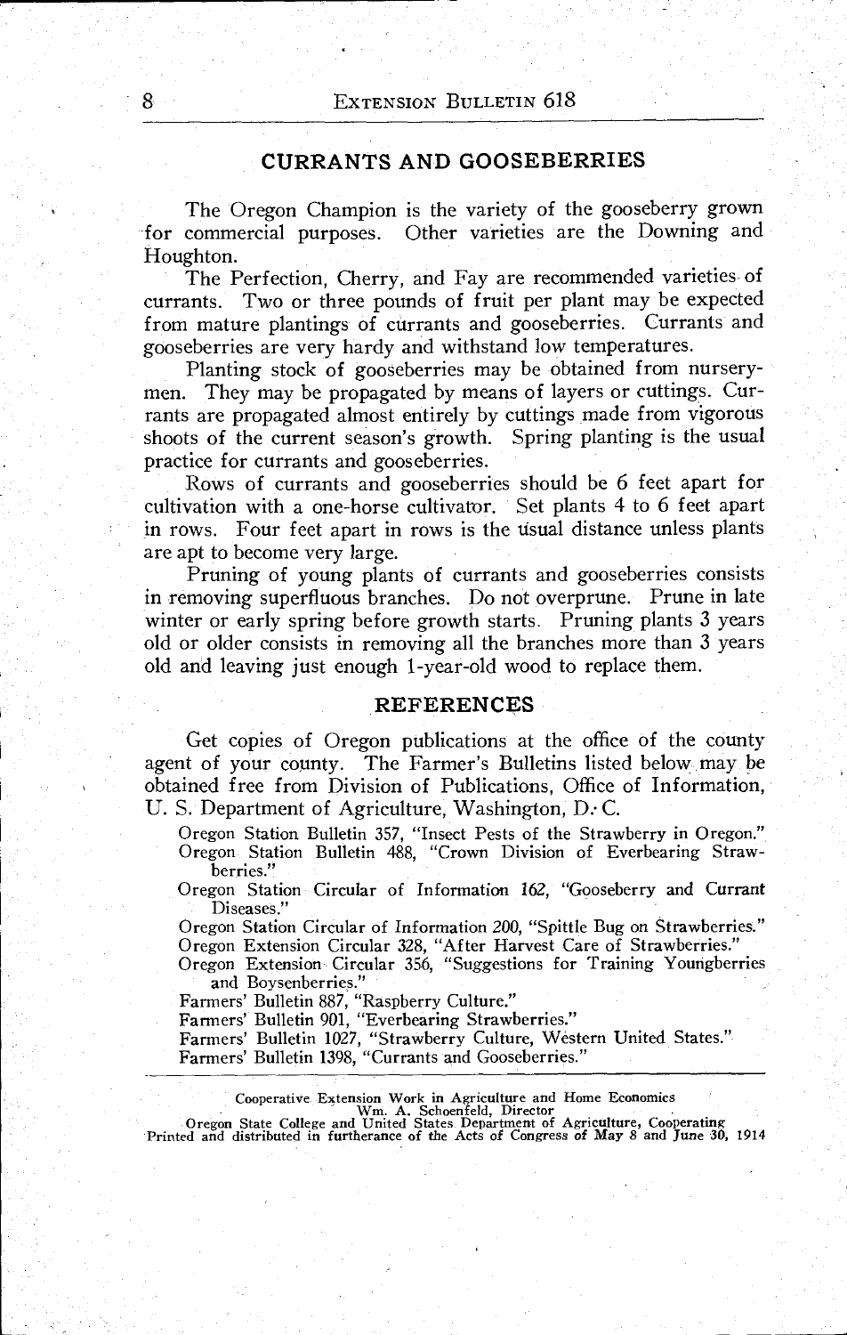## CURRANTS AND GOOSEBERRIES

The Oregon Champion is the variety of the gooseberry grown for commercial purposes. Other varieties are the Downing and Houghton.

The Perfection, Cherry, and Fay are recommended varieties of currants. Two or three pounds of fruit per plant may be expected from mature plantings of currants and gooseberries. Currants and gooseberries are very hardy and withstand low temperatures.

Planting stock of gooseberries may be obtained from nurserymen. They may be propagated by means of layers or cuttings. Currants are propagated almost entirely by cuttings made from vigorous shoots of the current season's growth. Spring planting is the usual practice for currants and gooseberries.

Rows of currants and gooseberries should be 6 feet apart for cultivation with a one-horse cultivator. Set plants 4 to 6 feet apart in rows. Four feet apart in rows is the usual distance unless plants are apt to become very large.

Pruning of young plants of currants and gooseberries consists in removing superfluous branches. Do not overprune. Prune in late winter or early spring before growth starts. Pruning plants 3 years old or older consists in removing all the branches more than 3 years old and leaving just enough 1-year-old wood to replace them.

## REFERENCES

Get copies of Oregon publications at the office of the county agent of your county. The Farmer's Bulletins listed below may be obtained free from Division of Publications, Office of Information, U. S. Department of Agriculture, Washington, D. C.

Oregon Station Bulletin 357, "Insect Pests of the Strawberry in Oregon."
Oregon Station Bulletin 488, "Crown Division of Everbearing Strawberries."
Oregon Station Circular of Information 162, "Gooseberry and Currant Diseases."
Oregon Station Circular of Information 200, "Spittle Bug on Strawberries."
Oregon Extension Circular 328, "After Harvest Care of Strawberries."
Oregon Extension Circular 356, "Suggestions for Training Youngberries and Boysenberries."
Farmers' Bulletin 887, "Raspberry Culture."
Farmers' Bulletin 901, "Everbearing Strawberries."
Farmers' Bulletin 1027, "Strawberry Culture, Western United States."
Farmers' Bulletin 1398, "Currants and Gooseberries."

Cooperative Extension Work in Agriculture and Home Economics
Wm. A. Schoenfeld, Director
Oregon State College and United States Department of Agriculture, Cooperating
Printed and distributed in furtherance of the Acts of Congress of May 8 and June 30, 1914